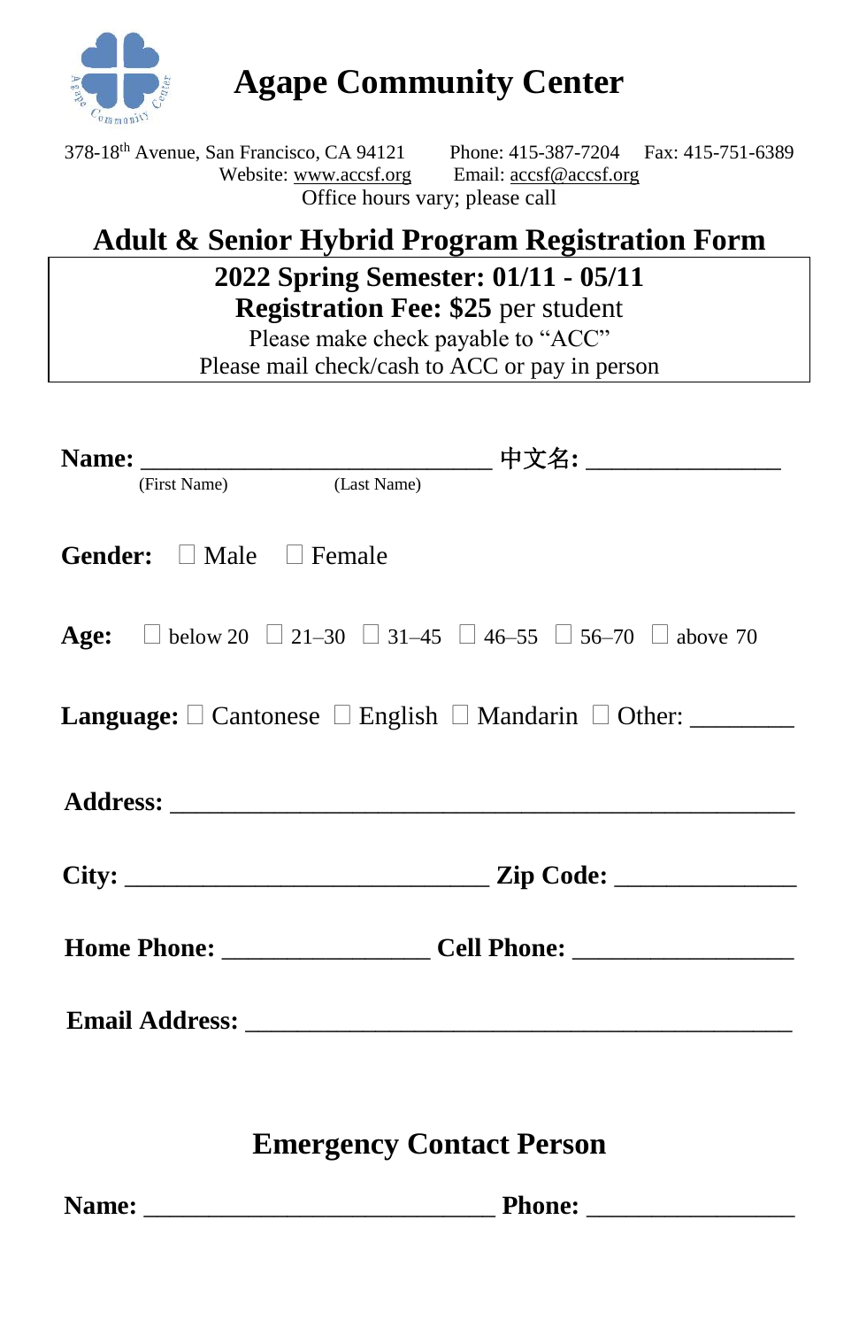# Agape Community Center

378-18th Avenue, San Francisco, CA 94121 Phone: 415-387-7204 Fax: 415-751-6389
Website: www.accsf.org Email: accsf@accsf.org
Office hours vary; please call

## Adult & Senior Hybrid Program Registration Form

**2022 Spring Semester: 01/11 - 05/11**
**Registration Fee: $25** per student
Please make check payable to "ACC"
Please mail check/cash to ACC or pay in person

**Name:** ____________________________ **中文名:** _______________
(First Name) (Last Name)

**Gender:** ☐ Male ☐ Female

**Age:** ☐ below 20 ☐ 21–30 ☐ 31–45 ☐ 46–55 ☐ 56–70 ☐ above 70

**Language:** ☐ Cantonese ☐ English ☐ Mandarin ☐ Other: ________

**Address:** _______________________________________________

**City:** _____________________________ **Zip Code:** ______________

**Home Phone:** ________________ **Cell Phone:** _________________

**Email Address:** ____________________________________________

## Emergency Contact Person

**Name:** ____________________________ **Phone:** ________________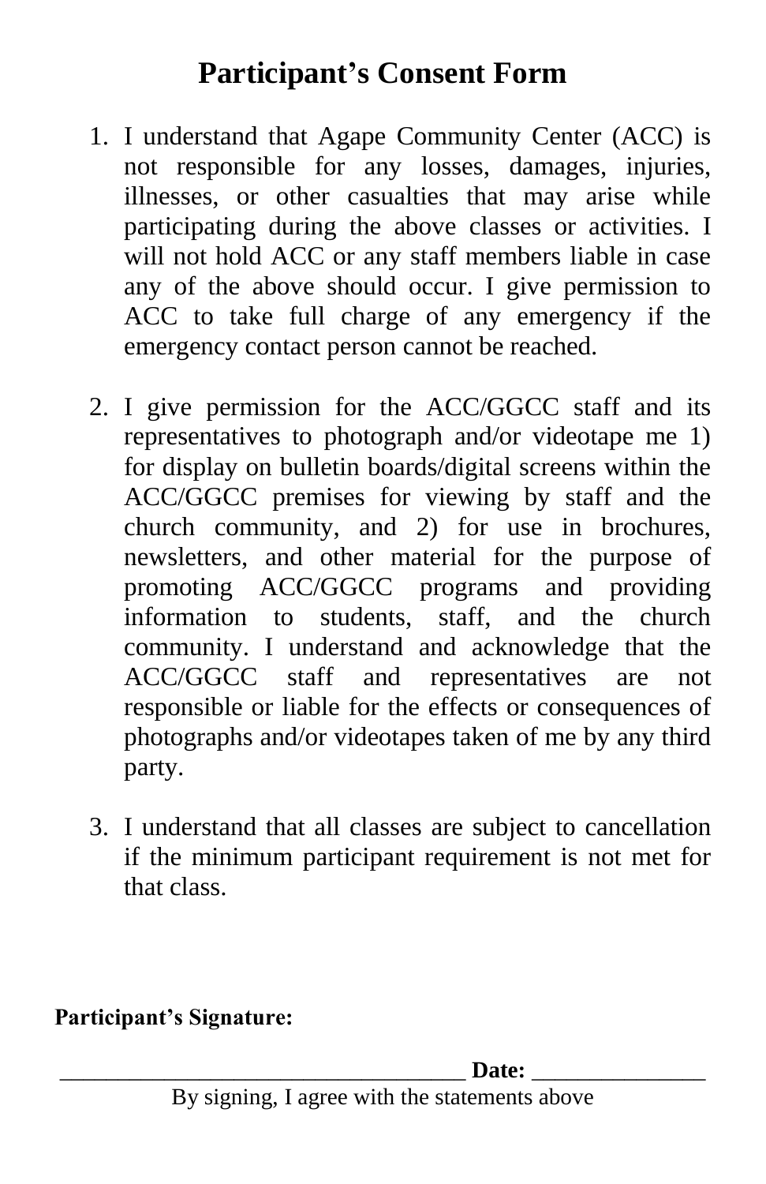# Participant's Consent Form

1. I understand that Agape Community Center (ACC) is not responsible for any losses, damages, injuries, illnesses, or other casualties that may arise while participating during the above classes or activities. I will not hold ACC or any staff members liable in case any of the above should occur. I give permission to ACC to take full charge of any emergency if the emergency contact person cannot be reached.

2. I give permission for the ACC/GGCC staff and its representatives to photograph and/or videotape me 1) for display on bulletin boards/digital screens within the ACC/GGCC premises for viewing by staff and the church community, and 2) for use in brochures, newsletters, and other material for the purpose of promoting ACC/GGCC programs and providing information to students, staff, and the church community. I understand and acknowledge that the ACC/GGCC staff and representatives are not responsible or liable for the effects or consequences of photographs and/or videotapes taken of me by any third party.

3. I understand that all classes are subject to cancellation if the minimum participant requirement is not met for that class.

**Participant's Signature:**

____________________________________ **Date:** _______________

By signing, I agree with the statements above